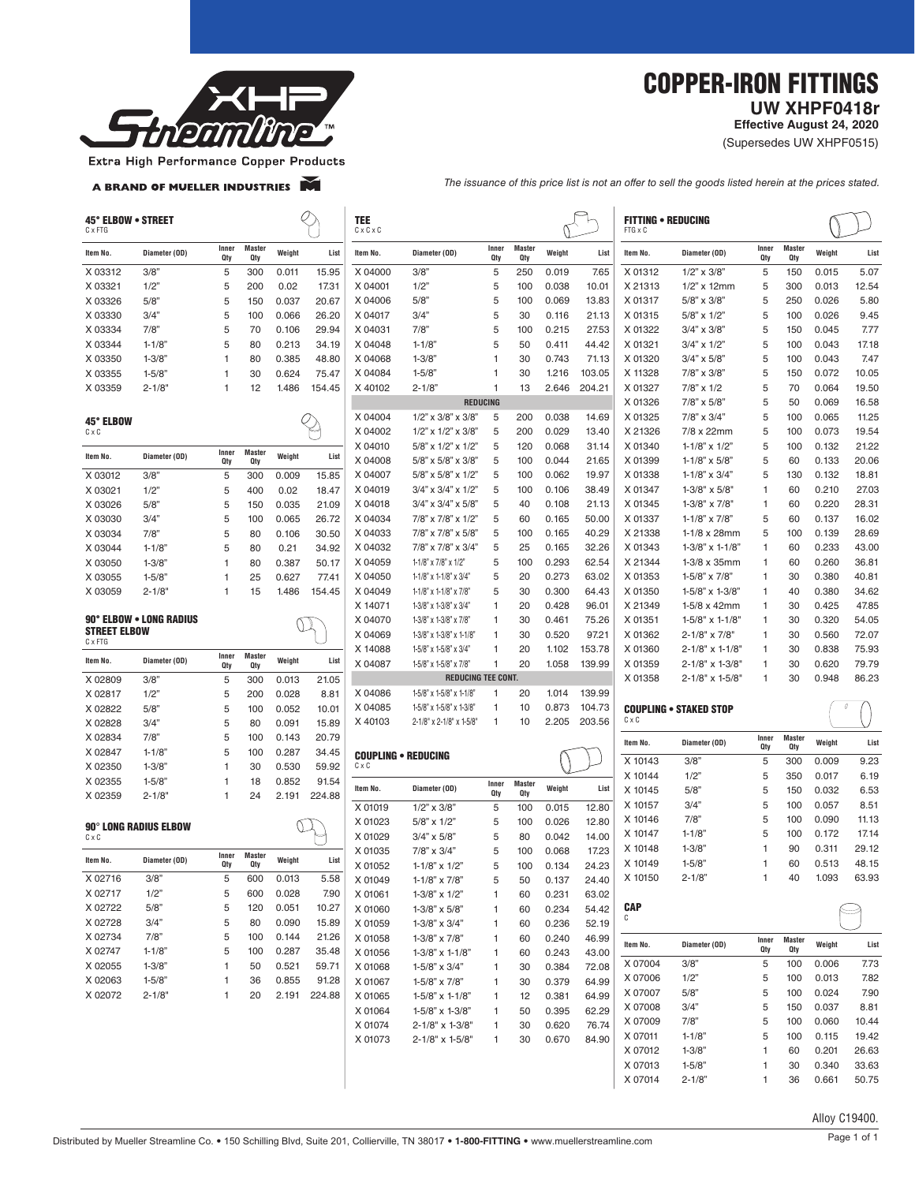XHP Streamline™

Extra High Performance Copper Products

A BRAND OF MUELLER INDUSTRIES

# COPPER-IRON FITTINGS

**UW XHPF0418r**

**Effective August 24, 2020**

(Supersedes UW XHPF0515)

*The issuance of this price list is not an offer to sell the goods listed herein at the prices stated.*

## 45° ELBOW • STREET

C x FTG

| Item No. | Diameter (OD) | Inner Qty | Master Qty | Weight | List |
|---|---|---|---|---|---|
| X 03312 | 3/8" | 5 | 300 | 0.011 | 15.95 |
| X 03321 | 1/2" | 5 | 200 | 0.02 | 17.31 |
| X 03326 | 5/8" | 5 | 150 | 0.037 | 20.67 |
| X 03330 | 3/4" | 5 | 100 | 0.066 | 26.20 |
| X 03334 | 7/8" | 5 | 70 | 0.106 | 29.94 |
| X 03344 | 1-1/8" | 5 | 80 | 0.213 | 34.19 |
| X 03350 | 1-3/8" | 1 | 80 | 0.385 | 48.80 |
| X 03355 | 1-5/8" | 1 | 30 | 0.624 | 75.47 |
| X 03359 | 2-1/8" | 1 | 12 | 1.486 | 154.45 |

## 45° ELBOW

C x C

| Item No. | Diameter (OD) | Inner Qty | Master Qty | Weight | List |
|---|---|---|---|---|---|
| X 03012 | 3/8" | 5 | 300 | 0.009 | 15.85 |
| X 03021 | 1/2" | 5 | 400 | 0.02 | 18.47 |
| X 03026 | 5/8" | 5 | 150 | 0.035 | 21.09 |
| X 03030 | 3/4" | 5 | 100 | 0.065 | 26.72 |
| X 03034 | 7/8" | 5 | 80 | 0.106 | 30.50 |
| X 03044 | 1-1/8" | 5 | 80 | 0.21 | 34.92 |
| X 03050 | 1-3/8" | 1 | 80 | 0.387 | 50.17 |
| X 03055 | 1-5/8" | 1 | 25 | 0.627 | 77.41 |
| X 03059 | 2-1/8" | 1 | 15 | 1.486 | 154.45 |

## 90° ELBOW • LONG RADIUS STREET ELBOW

C x FTG

| Item No. | Diameter (OD) | Inner Qty | Master Qty | Weight | List |
|---|---|---|---|---|---|
| X 02809 | 3/8" | 5 | 300 | 0.013 | 21.05 |
| X 02817 | 1/2" | 5 | 200 | 0.028 | 8.81 |
| X 02822 | 5/8" | 5 | 100 | 0.052 | 10.01 |
| X 02828 | 3/4" | 5 | 80 | 0.091 | 15.89 |
| X 02834 | 7/8" | 5 | 100 | 0.143 | 20.79 |
| X 02847 | 1-1/8" | 5 | 100 | 0.287 | 34.45 |
| X 02350 | 1-3/8" | 1 | 30 | 0.530 | 59.92 |
| X 02355 | 1-5/8" | 1 | 18 | 0.852 | 91.54 |
| X 02359 | 2-1/8" | 1 | 24 | 2.191 | 224.88 |

## 90° LONG RADIUS ELBOW

C x C

| Item No. | Diameter (OD) | Inner Qty | Master Qty | Weight | List |
|---|---|---|---|---|---|
| X 02716 | 3/8" | 5 | 600 | 0.013 | 5.58 |
| X 02717 | 1/2" | 5 | 600 | 0.028 | 7.90 |
| X 02722 | 5/8" | 5 | 120 | 0.051 | 10.27 |
| X 02728 | 3/4" | 5 | 80 | 0.090 | 15.89 |
| X 02734 | 7/8" | 5 | 100 | 0.144 | 21.26 |
| X 02747 | 1-1/8" | 5 | 100 | 0.287 | 35.48 |
| X 02055 | 1-3/8" | 1 | 50 | 0.521 | 59.71 |
| X 02063 | 1-5/8" | 1 | 36 | 0.855 | 91.28 |
| X 02072 | 2-1/8" | 1 | 20 | 2.191 | 224.88 |

## TEE

C x C x C

| Item No. | Diameter (OD) | Inner Qty | Master Qty | Weight | List |
|---|---|---|---|---|---|
| X 04000 | 3/8" | 5 | 250 | 0.019 | 7.65 |
| X 04001 | 1/2" | 5 | 100 | 0.038 | 10.01 |
| X 04006 | 5/8" | 5 | 100 | 0.069 | 13.83 |
| X 04017 | 3/4" | 5 | 30 | 0.116 | 21.13 |
| X 04031 | 7/8" | 5 | 100 | 0.215 | 27.53 |
| X 04048 | 1-1/8" | 5 | 50 | 0.411 | 44.42 |
| X 04068 | 1-3/8" | 1 | 30 | 0.743 | 71.13 |
| X 04084 | 1-5/8" | 1 | 30 | 1.216 | 103.05 |
| X 40102 | 2-1/8" | 1 | 13 | 2.646 | 204.21 |
| **REDUCING** | | | | | |
| X 04004 | 1/2" x 3/8" x 3/8" | 5 | 200 | 0.038 | 14.69 |
| X 04002 | 1/2" x 1/2" x 3/8" | 5 | 200 | 0.029 | 13.40 |
| X 04010 | 5/8" x 1/2" x 1/2" | 5 | 120 | 0.068 | 31.14 |
| X 04008 | 5/8" x 5/8" x 3/8" | 5 | 100 | 0.044 | 21.65 |
| X 04007 | 5/8" x 5/8" x 1/2" | 5 | 100 | 0.062 | 19.97 |
| X 04019 | 3/4" x 3/4" x 1/2" | 5 | 100 | 0.106 | 38.49 |
| X 04018 | 3/4" x 3/4" x 5/8" | 5 | 40 | 0.108 | 21.13 |
| X 04034 | 7/8" x 7/8" x 1/2" | 5 | 60 | 0.165 | 50.00 |
| X 04033 | 7/8" x 7/8" x 5/8" | 5 | 100 | 0.165 | 40.29 |
| X 04032 | 7/8" x 7/8" x 3/4" | 5 | 25 | 0.165 | 32.26 |
| X 04059 | 1-1/8" x 7/8" x 1/2" | 5 | 100 | 0.293 | 62.54 |
| X 04050 | 1-1/8" x 1-1/8" x 3/4" | 5 | 20 | 0.273 | 63.02 |
| X 04049 | 1-1/8" x 1-1/8" x 7/8" | 5 | 30 | 0.300 | 64.43 |
| X 14071 | 1-3/8" x 1-3/8" x 3/4" | 1 | 20 | 0.428 | 96.01 |
| X 04070 | 1-3/8" x 1-3/8" x 7/8" | 1 | 30 | 0.461 | 75.26 |
| X 04069 | 1-3/8" x 1-3/8" x 1-1/8" | 1 | 30 | 0.520 | 97.21 |
| X 14088 | 1-5/8" x 1-5/8" x 3/4" | 1 | 20 | 1.102 | 153.78 |
| X 04087 | 1-5/8" x 1-5/8" x 7/8" | 1 | 20 | 1.058 | 139.99 |
| **REDUCING TEE CONT.** | | | | | |
| X 04086 | 1-5/8" x 1-5/8" x 1-1/8" | 1 | 20 | 1.014 | 139.99 |
| X 04085 | 1-5/8" x 1-5/8" x 1-3/8" | 1 | 10 | 0.873 | 104.73 |
| X 40103 | 2-1/8" x 2-1/8" x 1-5/8" | 1 | 10 | 2.205 | 203.56 |

## COUPLING • REDUCING

C x C

| Item No. | Diameter (OD) | Inner Qty | Master Qty | Weight | List |
|---|---|---|---|---|---|
| X 01019 | 1/2" x 3/8" | 5 | 100 | 0.015 | 12.80 |
| X 01023 | 5/8" x 1/2" | 5 | 100 | 0.026 | 12.80 |
| X 01029 | 3/4" x 5/8" | 5 | 80 | 0.042 | 14.00 |
| X 01035 | 7/8" x 3/4" | 5 | 100 | 0.068 | 17.23 |
| X 01052 | 1-1/8" x 1/2" | 5 | 100 | 0.134 | 24.23 |
| X 01049 | 1-1/8" x 7/8" | 5 | 50 | 0.137 | 24.40 |
| X 01061 | 1-3/8" x 1/2" | 1 | 60 | 0.231 | 63.02 |
| X 01060 | 1-3/8" x 5/8" | 1 | 60 | 0.234 | 54.42 |
| X 01059 | 1-3/8" x 3/4" | 1 | 60 | 0.236 | 52.19 |
| X 01058 | 1-3/8" x 7/8" | 1 | 60 | 0.240 | 46.99 |
| X 01056 | 1-3/8" x 1-1/8" | 1 | 60 | 0.243 | 43.00 |
| X 01068 | 1-5/8" x 3/4" | 1 | 30 | 0.384 | 72.08 |
| X 01067 | 1-5/8" x 7/8" | 1 | 30 | 0.379 | 64.99 |
| X 01065 | 1-5/8" x 1-1/8" | 1 | 12 | 0.381 | 64.99 |
| X 01064 | 1-5/8" x 1-3/8" | 1 | 50 | 0.395 | 62.29 |
| X 01074 | 2-1/8" x 1-3/8" | 1 | 30 | 0.620 | 76.74 |
| X 01073 | 2-1/8" x 1-5/8" | 1 | 30 | 0.670 | 84.90 |

## FITTING • REDUCING

FTG x C

| Item No. | Diameter (OD) | Inner Qty | Master Qty | Weight | List |
|---|---|---|---|---|---|
| X 01312 | 1/2" x 3/8" | 5 | 150 | 0.015 | 5.07 |
| X 21313 | 1/2" x 12mm | 5 | 300 | 0.013 | 12.54 |
| X 01317 | 5/8" x 3/8" | 5 | 250 | 0.026 | 5.80 |
| X 01315 | 5/8" x 1/2" | 5 | 100 | 0.026 | 9.45 |
| X 01322 | 3/4" x 3/8" | 5 | 150 | 0.045 | 7.77 |
| X 01321 | 3/4" x 1/2" | 5 | 100 | 0.043 | 17.18 |
| X 01320 | 3/4" x 5/8" | 5 | 100 | 0.043 | 7.47 |
| X 11328 | 7/8" x 3/8" | 5 | 150 | 0.072 | 10.05 |
| X 01327 | 7/8" x 1/2 | 5 | 70 | 0.064 | 19.50 |
| X 01326 | 7/8" x 5/8" | 5 | 50 | 0.069 | 16.58 |
| X 01325 | 7/8" x 3/4" | 5 | 100 | 0.065 | 11.25 |
| X 21326 | 7/8 x 22mm | 5 | 100 | 0.073 | 19.54 |
| X 01340 | 1-1/8" x 1/2" | 5 | 100 | 0.132 | 21.22 |
| X 01399 | 1-1/8" x 5/8" | 5 | 60 | 0.133 | 20.06 |
| X 01338 | 1-1/8" x 3/4" | 5 | 130 | 0.132 | 18.81 |
| X 01347 | 1-3/8" x 5/8" | 1 | 60 | 0.210 | 27.03 |
| X 01345 | 1-3/8" x 7/8" | 1 | 60 | 0.220 | 28.31 |
| X 01337 | 1-1/8" x 7/8" | 5 | 60 | 0.137 | 16.02 |
| X 21338 | 1-1/8 x 28mm | 5 | 100 | 0.139 | 28.69 |
| X 01343 | 1-3/8" x 1-1/8" | 1 | 60 | 0.233 | 43.00 |
| X 21344 | 1-3/8 x 35mm | 1 | 60 | 0.260 | 36.81 |
| X 01353 | 1-5/8" x 7/8" | 1 | 30 | 0.380 | 40.81 |
| X 01350 | 1-5/8" x 1-3/8" | 1 | 40 | 0.380 | 34.62 |
| X 21349 | 1-5/8 x 42mm | 1 | 30 | 0.425 | 47.85 |
| X 01351 | 1-5/8" x 1-1/8" | 1 | 30 | 0.320 | 54.05 |
| X 01362 | 2-1/8" x 7/8" | 1 | 30 | 0.560 | 72.07 |
| X 01360 | 2-1/8" x 1-1/8" | 1 | 30 | 0.838 | 75.93 |
| X 01359 | 2-1/8" x 1-3/8" | 1 | 30 | 0.620 | 79.79 |
| X 01358 | 2-1/8" x 1-5/8" | 1 | 30 | 0.948 | 86.23 |

## COUPLING • STAKED STOP

C x C

| Item No. | Diameter (OD) | Inner Qty | Master Qty | Weight | List |
|---|---|---|---|---|---|
| X 10143 | 3/8" | 5 | 300 | 0.009 | 9.23 |
| X 10144 | 1/2" | 5 | 350 | 0.017 | 6.19 |
| X 10145 | 5/8" | 5 | 150 | 0.032 | 6.53 |
| X 10157 | 3/4" | 5 | 100 | 0.057 | 8.51 |
| X 10146 | 7/8" | 5 | 100 | 0.090 | 11.13 |
| X 10147 | 1-1/8" | 5 | 100 | 0.172 | 17.14 |
| X 10148 | 1-3/8" | 1 | 90 | 0.311 | 29.12 |
| X 10149 | 1-5/8" | 1 | 60 | 0.513 | 48.15 |
| X 10150 | 2-1/8" | 1 | 40 | 1.093 | 63.93 |

## CAP

C

| Item No. | Diameter (OD) | Inner Qty | Master Qty | Weight | List |
|---|---|---|---|---|---|
| X 07004 | 3/8" | 5 | 100 | 0.006 | 7.73 |
| X 07006 | 1/2" | 5 | 100 | 0.013 | 7.82 |
| X 07007 | 5/8" | 5 | 100 | 0.024 | 7.90 |
| X 07008 | 3/4" | 5 | 150 | 0.037 | 8.81 |
| X 07009 | 7/8" | 5 | 100 | 0.060 | 10.44 |
| X 07011 | 1-1/8" | 5 | 100 | 0.115 | 19.42 |
| X 07012 | 1-3/8" | 1 | 60 | 0.201 | 26.63 |
| X 07013 | 1-5/8" | 1 | 30 | 0.340 | 33.63 |
| X 07014 | 2-1/8" | 1 | 36 | 0.661 | 50.75 |

Alloy C19400.

Distributed by Mueller Streamline Co. • 150 Schilling Blvd, Suite 201, Collierville, TN 38017 • **1-800-FITTING** • www.muellerstreamline.com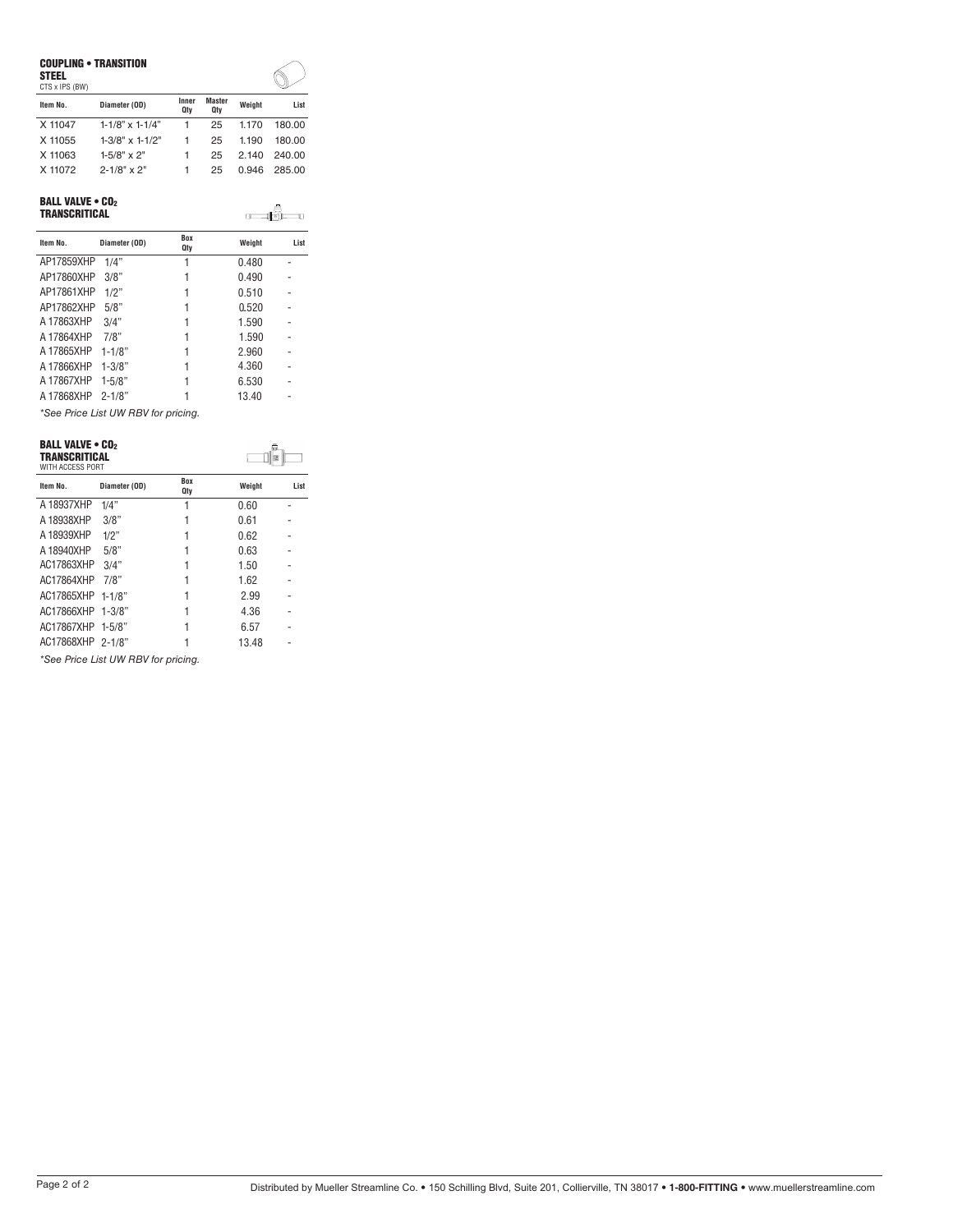### COUPLING • TRANSITION
**STEEL**
CTS x IPS (BW)

| Item No. | Diameter (OD) | Inner Qty | Master Qty | Weight | List |
|---|---|---|---|---|---|
| X 11047 | 1-1/8" x 1-1/4" | 1 | 25 | 1.170 | 180.00 |
| X 11055 | 1-3/8" x 1-1/2" | 1 | 25 | 1.190 | 180.00 |
| X 11063 | 1-5/8" x 2" | 1 | 25 | 2.140 | 240.00 |
| X 11072 | 2-1/8" x 2" | 1 | 25 | 0.946 | 285.00 |

### BALL VALVE • $CO_2$ TRANSCRITICAL

| Item No. | Diameter (OD) | Box Qty | Weight | List |
|---|---|---|---|---|
| AP17859XHP | 1/4" | 1 | 0.480 | - |
| AP17860XHP | 3/8" | 1 | 0.490 | - |
| AP17861XHP | 1/2" | 1 | 0.510 | - |
| AP17862XHP | 5/8" | 1 | 0.520 | - |
| A 17863XHP | 3/4" | 1 | 1.590 | - |
| A 17864XHP | 7/8" | 1 | 1.590 | - |
| A 17865XHP | 1-1/8" | 1 | 2.960 | - |
| A 17866XHP | 1-3/8" | 1 | 4.360 | - |
| A 17867XHP | 1-5/8" | 1 | 6.530 | - |
| A 17868XHP | 2-1/8" | 1 | 13.40 | - |

*\*See Price List UW RBV for pricing.*

### BALL VALVE • $CO_2$ TRANSCRITICAL
WITH ACCESS PORT

| Item No. | Diameter (OD) | Box Qty | Weight | List |
|---|---|---|---|---|
| A 18937XHP | 1/4" | 1 | 0.60 | - |
| A 18938XHP | 3/8" | 1 | 0.61 | - |
| A 18939XHP | 1/2" | 1 | 0.62 | - |
| A 18940XHP | 5/8" | 1 | 0.63 | - |
| AC17863XHP | 3/4" | 1 | 1.50 | - |
| AC17864XHP | 7/8" | 1 | 1.62 | - |
| AC17865XHP | 1-1/8" | 1 | 2.99 | - |
| AC17866XHP | 1-3/8" | 1 | 4.36 | - |
| AC17867XHP | 1-5/8" | 1 | 6.57 | - |
| AC17868XHP | 2-1/8" | 1 | 13.48 | - |

*\*See Price List UW RBV for pricing.*

Distributed by Mueller Streamline Co. • 150 Schilling Blvd, Suite 201, Collierville, TN 38017 • **1-800-FITTING** • www.muellerstreamline.com